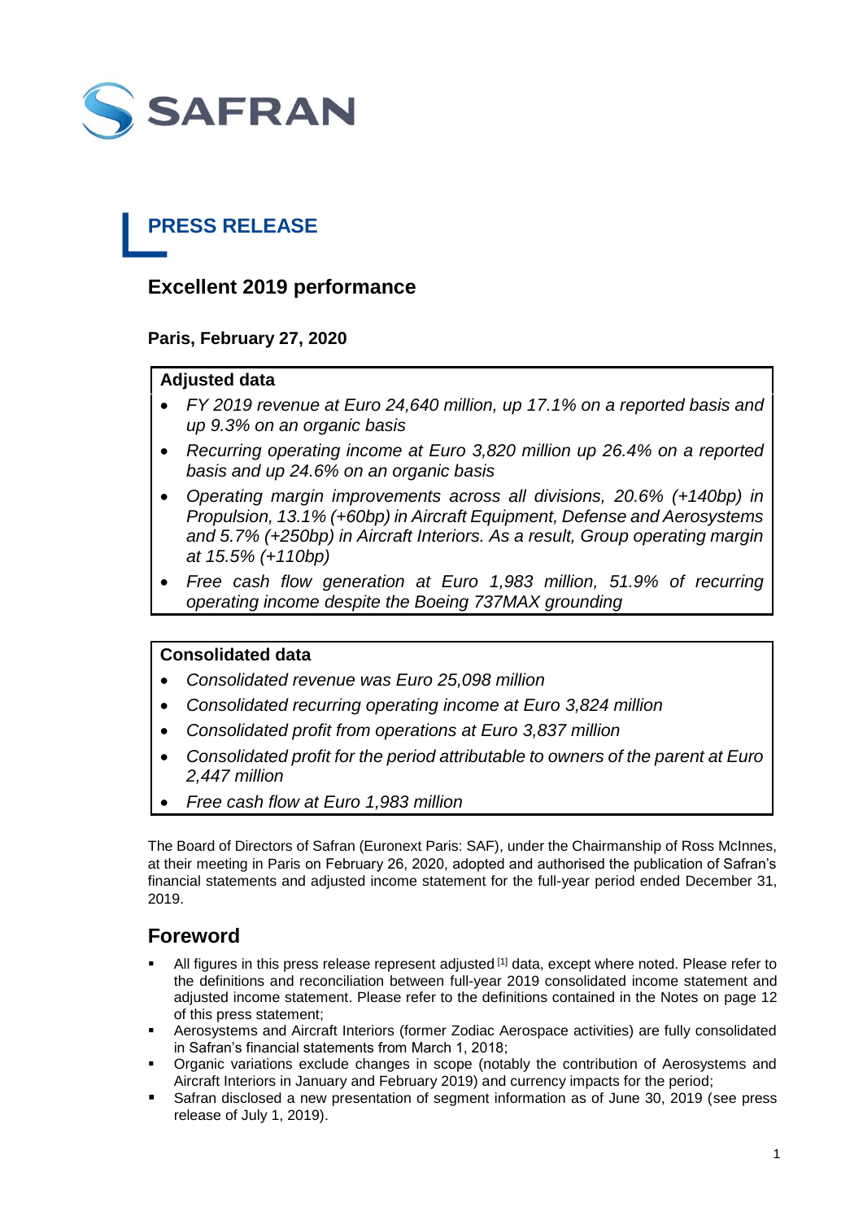SAFRAN

# PRESS RELEASE

## Excellent 2019 performance

**Paris, February 27, 2020**

**Adjusted data**

- *FY 2019 revenue at Euro 24,640 million, up 17.1% on a reported basis and up 9.3% on an organic basis*
- *Recurring operating income at Euro 3,820 million up 26.4% on a reported basis and up 24.6% on an organic basis*
- *Operating margin improvements across all divisions, 20.6% (+140bp) in Propulsion, 13.1% (+60bp) in Aircraft Equipment, Defense and Aerosystems and 5.7% (+250bp) in Aircraft Interiors. As a result, Group operating margin at 15.5% (+110bp)*
- *Free cash flow generation at Euro 1,983 million, 51.9% of recurring operating income despite the Boeing 737MAX grounding*

**Consolidated data**

- *Consolidated revenue was Euro 25,098 million*
- *Consolidated recurring operating income at Euro 3,824 million*
- *Consolidated profit from operations at Euro 3,837 million*
- *Consolidated profit for the period attributable to owners of the parent at Euro 2,447 million*
- *Free cash flow at Euro 1,983 million*

The Board of Directors of Safran (Euronext Paris: SAF), under the Chairmanship of Ross McInnes, at their meeting in Paris on February 26, 2020, adopted and authorised the publication of Safran's financial statements and adjusted income statement for the full-year period ended December 31, 2019.

## Foreword

- All figures in this press release represent adjusted [1] data, except where noted. Please refer to the definitions and reconciliation between full-year 2019 consolidated income statement and adjusted income statement. Please refer to the definitions contained in the Notes on page 12 of this press statement;
- Aerosystems and Aircraft Interiors (former Zodiac Aerospace activities) are fully consolidated in Safran's financial statements from March 1, 2018;
- Organic variations exclude changes in scope (notably the contribution of Aerosystems and Aircraft Interiors in January and February 2019) and currency impacts for the period;
- Safran disclosed a new presentation of segment information as of June 30, 2019 (see press release of July 1, 2019).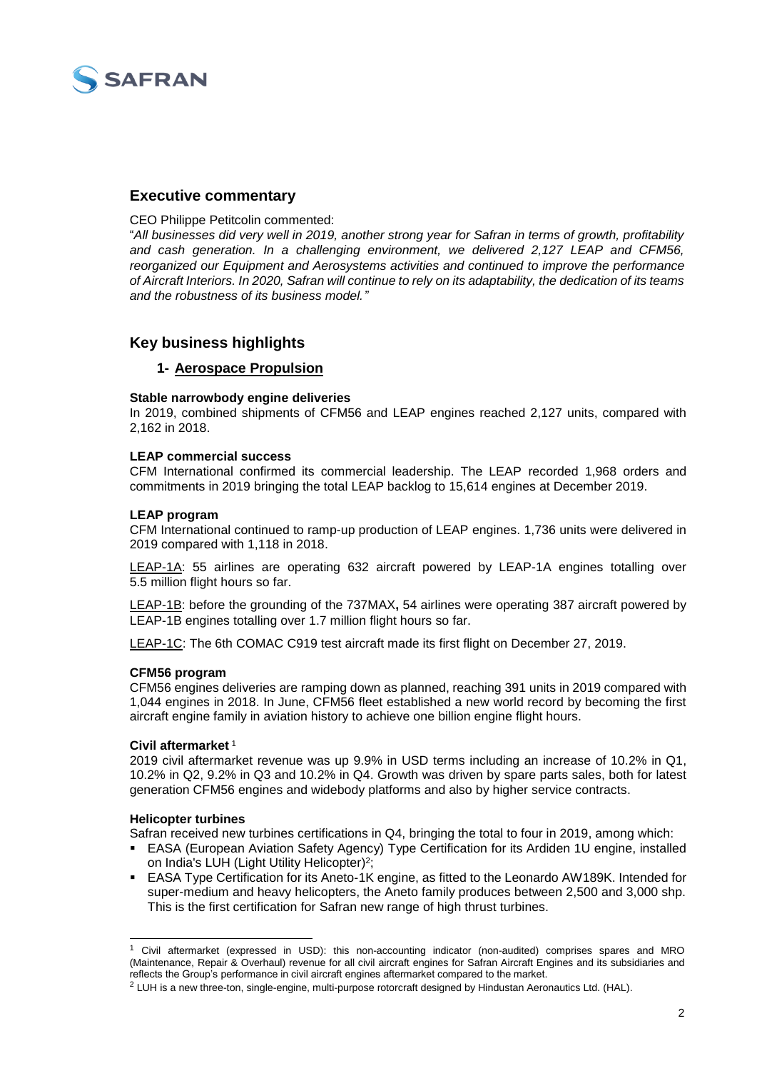## Executive commentary

CEO Philippe Petitcolin commented:

"*All businesses did very well in 2019, another strong year for Safran in terms of growth, profitability and cash generation. In a challenging environment, we delivered 2,127 LEAP and CFM56, reorganized our Equipment and Aerosystems activities and continued to improve the performance of Aircraft Interiors. In 2020, Safran will continue to rely on its adaptability, the dedication of its teams and the robustness of its business model.*"

## Key business highlights

### 1- Aerospace Propulsion

**Stable narrowbody engine deliveries**

In 2019, combined shipments of CFM56 and LEAP engines reached 2,127 units, compared with 2,162 in 2018.

**LEAP commercial success**

CFM International confirmed its commercial leadership. The LEAP recorded 1,968 orders and commitments in 2019 bringing the total LEAP backlog to 15,614 engines at December 2019.

**LEAP program**

CFM International continued to ramp-up production of LEAP engines. 1,736 units were delivered in 2019 compared with 1,118 in 2018.

LEAP-1A: 55 airlines are operating 632 aircraft powered by LEAP-1A engines totalling over 5.5 million flight hours so far.

LEAP-1B: before the grounding of the 737MAX**,** 54 airlines were operating 387 aircraft powered by LEAP-1B engines totalling over 1.7 million flight hours so far.

LEAP-1C: The 6th COMAC C919 test aircraft made its first flight on December 27, 2019.

**CFM56 program**

CFM56 engines deliveries are ramping down as planned, reaching 391 units in 2019 compared with 1,044 engines in 2018. In June, CFM56 fleet established a new world record by becoming the first aircraft engine family in aviation history to achieve one billion engine flight hours.

**Civil aftermarket** [1]

2019 civil aftermarket revenue was up 9.9% in USD terms including an increase of 10.2% in Q1, 10.2% in Q2, 9.2% in Q3 and 10.2% in Q4. Growth was driven by spare parts sales, both for latest generation CFM56 engines and widebody platforms and also by higher service contracts.

**Helicopter turbines**

Safran received new turbines certifications in Q4, bringing the total to four in 2019, among which:

- EASA (European Aviation Safety Agency) Type Certification for its Ardiden 1U engine, installed on India's LUH (Light Utility Helicopter)[2];
- EASA Type Certification for its Aneto-1K engine, as fitted to the Leonardo AW189K. Intended for super-medium and heavy helicopters, the Aneto family produces between 2,500 and 3,000 shp. This is the first certification for Safran new range of high thrust turbines.

---

[1] Civil aftermarket (expressed in USD): this non-accounting indicator (non-audited) comprises spares and MRO (Maintenance, Repair & Overhaul) revenue for all civil aircraft engines for Safran Aircraft Engines and its subsidiaries and reflects the Group's performance in civil aircraft engines aftermarket compared to the market.

[2] LUH is a new three-ton, single-engine, multi-purpose rotorcraft designed by Hindustan Aeronautics Ltd. (HAL).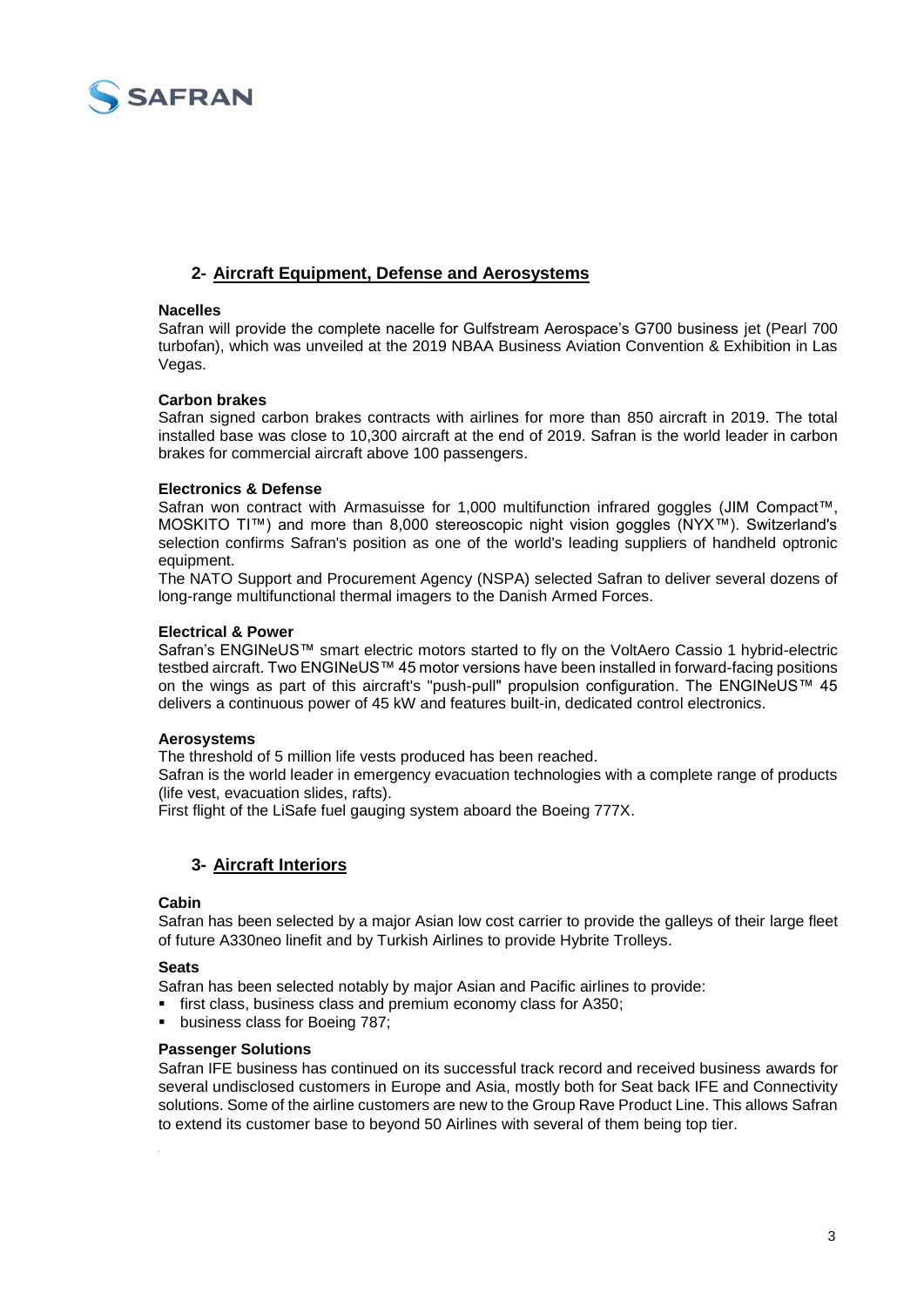## 2- Aircraft Equipment, Defense and Aerosystems

**Nacelles**

Safran will provide the complete nacelle for Gulfstream Aerospace's G700 business jet (Pearl 700 turbofan), which was unveiled at the 2019 NBAA Business Aviation Convention & Exhibition in Las Vegas.

**Carbon brakes**

Safran signed carbon brakes contracts with airlines for more than 850 aircraft in 2019. The total installed base was close to 10,300 aircraft at the end of 2019. Safran is the world leader in carbon brakes for commercial aircraft above 100 passengers.

**Electronics & Defense**

Safran won contract with Armasuisse for 1,000 multifunction infrared goggles (JIM Compact™, MOSKITO TI™) and more than 8,000 stereoscopic night vision goggles (NYX™). Switzerland's selection confirms Safran's position as one of the world's leading suppliers of handheld optronic equipment.

The NATO Support and Procurement Agency (NSPA) selected Safran to deliver several dozens of long-range multifunctional thermal imagers to the Danish Armed Forces.

**Electrical & Power**

Safran's ENGINeUS™ smart electric motors started to fly on the VoltAero Cassio 1 hybrid-electric testbed aircraft. Two ENGINeUS™ 45 motor versions have been installed in forward-facing positions on the wings as part of this aircraft's "push-pull" propulsion configuration. The ENGINeUS™ 45 delivers a continuous power of 45 kW and features built-in, dedicated control electronics.

**Aerosystems**

The threshold of 5 million life vests produced has been reached.

Safran is the world leader in emergency evacuation technologies with a complete range of products (life vest, evacuation slides, rafts).

First flight of the LiSafe fuel gauging system aboard the Boeing 777X.

## 3- Aircraft Interiors

**Cabin**

Safran has been selected by a major Asian low cost carrier to provide the galleys of their large fleet of future A330neo linefit and by Turkish Airlines to provide Hybrite Trolleys.

**Seats**

Safran has been selected notably by major Asian and Pacific airlines to provide:

- first class, business class and premium economy class for A350;
- business class for Boeing 787;

**Passenger Solutions**

Safran IFE business has continued on its successful track record and received business awards for several undisclosed customers in Europe and Asia, mostly both for Seat back IFE and Connectivity solutions. Some of the airline customers are new to the Group Rave Product Line. This allows Safran to extend its customer base to beyond 50 Airlines with several of them being top tier.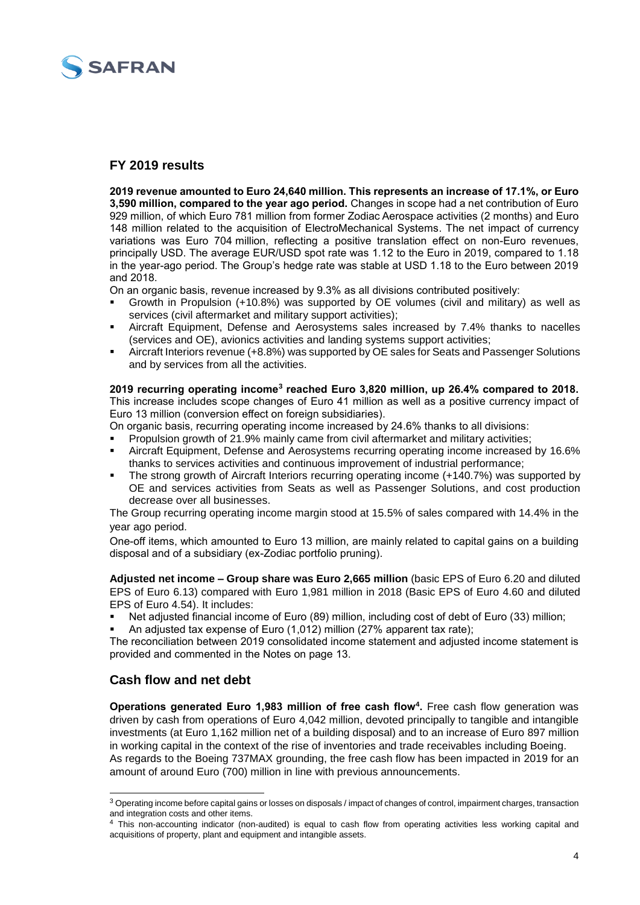## FY 2019 results

**2019 revenue amounted to Euro 24,640 million. This represents an increase of 17.1%, or Euro 3,590 million, compared to the year ago period.** Changes in scope had a net contribution of Euro 929 million, of which Euro 781 million from former Zodiac Aerospace activities (2 months) and Euro 148 million related to the acquisition of ElectroMechanical Systems. The net impact of currency variations was Euro 704 million, reflecting a positive translation effect on non-Euro revenues, principally USD. The average EUR/USD spot rate was 1.12 to the Euro in 2019, compared to 1.18 in the year-ago period. The Group's hedge rate was stable at USD 1.18 to the Euro between 2019 and 2018.

On an organic basis, revenue increased by 9.3% as all divisions contributed positively:

- Growth in Propulsion (+10.8%) was supported by OE volumes (civil and military) as well as services (civil aftermarket and military support activities);
- Aircraft Equipment, Defense and Aerosystems sales increased by 7.4% thanks to nacelles (services and OE), avionics activities and landing systems support activities;
- Aircraft Interiors revenue (+8.8%) was supported by OE sales for Seats and Passenger Solutions and by services from all the activities.

**2019 recurring operating income[3] reached Euro 3,820 million, up 26.4% compared to 2018.** This increase includes scope changes of Euro 41 million as well as a positive currency impact of Euro 13 million (conversion effect on foreign subsidiaries).

On organic basis, recurring operating income increased by 24.6% thanks to all divisions:

- Propulsion growth of 21.9% mainly came from civil aftermarket and military activities;
- Aircraft Equipment, Defense and Aerosystems recurring operating income increased by 16.6% thanks to services activities and continuous improvement of industrial performance;
- The strong growth of Aircraft Interiors recurring operating income (+140.7%) was supported by OE and services activities from Seats as well as Passenger Solutions, and cost production decrease over all businesses.

The Group recurring operating income margin stood at 15.5% of sales compared with 14.4% in the year ago period.

One-off items, which amounted to Euro 13 million, are mainly related to capital gains on a building disposal and of a subsidiary (ex-Zodiac portfolio pruning).

**Adjusted net income – Group share was Euro 2,665 million** (basic EPS of Euro 6.20 and diluted EPS of Euro 6.13) compared with Euro 1,981 million in 2018 (Basic EPS of Euro 4.60 and diluted EPS of Euro 4.54). It includes:

- Net adjusted financial income of Euro (89) million, including cost of debt of Euro (33) million;
- An adjusted tax expense of Euro (1,012) million (27% apparent tax rate);

The reconciliation between 2019 consolidated income statement and adjusted income statement is provided and commented in the Notes on page 13.

## Cash flow and net debt

**Operations generated Euro 1,983 million of free cash flow[4].** Free cash flow generation was driven by cash from operations of Euro 4,042 million, devoted principally to tangible and intangible investments (at Euro 1,162 million net of a building disposal) and to an increase of Euro 897 million in working capital in the context of the rise of inventories and trade receivables including Boeing.

As regards to the Boeing 737MAX grounding, the free cash flow has been impacted in 2019 for an amount of around Euro (700) million in line with previous announcements.

---

[3] Operating income before capital gains or losses on disposals / impact of changes of control, impairment charges, transaction and integration costs and other items.

[4] This non-accounting indicator (non-audited) is equal to cash flow from operating activities less working capital and acquisitions of property, plant and equipment and intangible assets.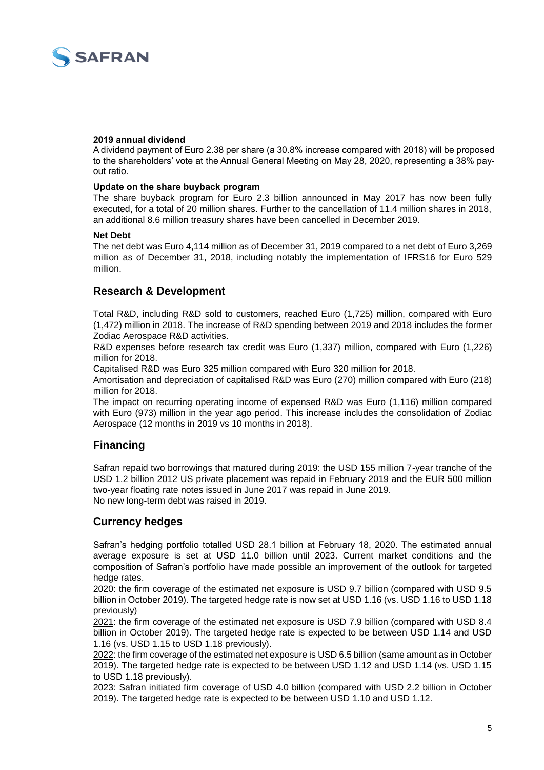**2019 annual dividend**

A dividend payment of Euro 2.38 per share (a 30.8% increase compared with 2018) will be proposed to the shareholders' vote at the Annual General Meeting on May 28, 2020, representing a 38% pay-out ratio.

**Update on the share buyback program**

The share buyback program for Euro 2.3 billion announced in May 2017 has now been fully executed, for a total of 20 million shares. Further to the cancellation of 11.4 million shares in 2018, an additional 8.6 million treasury shares have been cancelled in December 2019.

**Net Debt**

The net debt was Euro 4,114 million as of December 31, 2019 compared to a net debt of Euro 3,269 million as of December 31, 2018, including notably the implementation of IFRS16 for Euro 529 million.

## Research & Development

Total R&D, including R&D sold to customers, reached Euro (1,725) million, compared with Euro (1,472) million in 2018. The increase of R&D spending between 2019 and 2018 includes the former Zodiac Aerospace R&D activities.

R&D expenses before research tax credit was Euro (1,337) million, compared with Euro (1,226) million for 2018.

Capitalised R&D was Euro 325 million compared with Euro 320 million for 2018.

Amortisation and depreciation of capitalised R&D was Euro (270) million compared with Euro (218) million for 2018.

The impact on recurring operating income of expensed R&D was Euro (1,116) million compared with Euro (973) million in the year ago period. This increase includes the consolidation of Zodiac Aerospace (12 months in 2019 vs 10 months in 2018).

## Financing

Safran repaid two borrowings that matured during 2019: the USD 155 million 7-year tranche of the USD 1.2 billion 2012 US private placement was repaid in February 2019 and the EUR 500 million two-year floating rate notes issued in June 2017 was repaid in June 2019.

No new long-term debt was raised in 2019.

## Currency hedges

Safran's hedging portfolio totalled USD 28.1 billion at February 18, 2020. The estimated annual average exposure is set at USD 11.0 billion until 2023. Current market conditions and the composition of Safran's portfolio have made possible an improvement of the outlook for targeted hedge rates.

2020: the firm coverage of the estimated net exposure is USD 9.7 billion (compared with USD 9.5 billion in October 2019). The targeted hedge rate is now set at USD 1.16 (vs. USD 1.16 to USD 1.18 previously)

2021: the firm coverage of the estimated net exposure is USD 7.9 billion (compared with USD 8.4 billion in October 2019). The targeted hedge rate is expected to be between USD 1.14 and USD 1.16 (vs. USD 1.15 to USD 1.18 previously).

2022: the firm coverage of the estimated net exposure is USD 6.5 billion (same amount as in October 2019). The targeted hedge rate is expected to be between USD 1.12 and USD 1.14 (vs. USD 1.15 to USD 1.18 previously).

2023: Safran initiated firm coverage of USD 4.0 billion (compared with USD 2.2 billion in October 2019). The targeted hedge rate is expected to be between USD 1.10 and USD 1.12.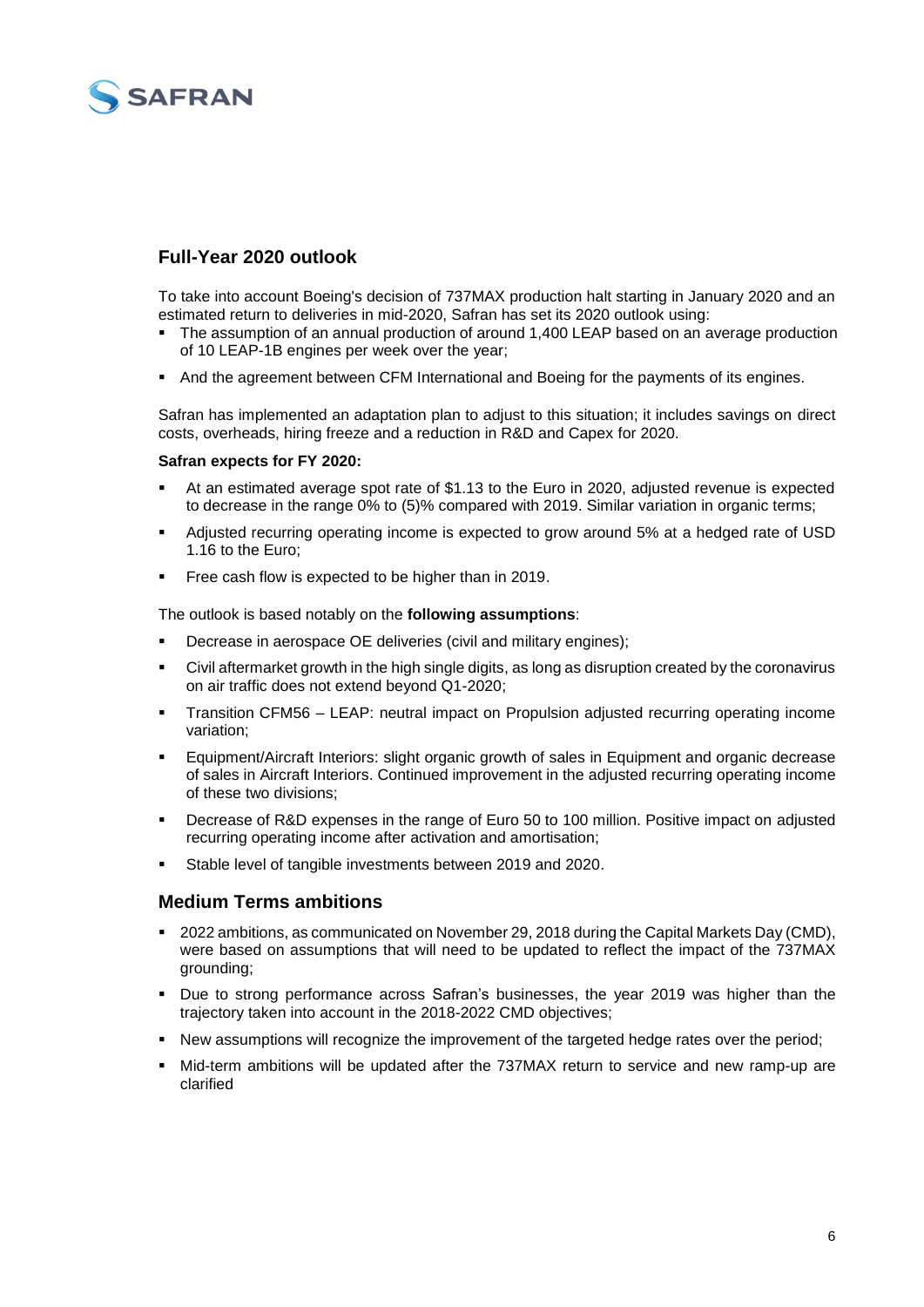## Full-Year 2020 outlook

To take into account Boeing's decision of 737MAX production halt starting in January 2020 and an estimated return to deliveries in mid-2020, Safran has set its 2020 outlook using:

- The assumption of an annual production of around 1,400 LEAP based on an average production of 10 LEAP-1B engines per week over the year;
- And the agreement between CFM International and Boeing for the payments of its engines.

Safran has implemented an adaptation plan to adjust to this situation; it includes savings on direct costs, overheads, hiring freeze and a reduction in R&D and Capex for 2020.

**Safran expects for FY 2020:**

- At an estimated average spot rate of $1.13 to the Euro in 2020, adjusted revenue is expected to decrease in the range 0% to (5)% compared with 2019. Similar variation in organic terms;
- Adjusted recurring operating income is expected to grow around 5% at a hedged rate of USD 1.16 to the Euro;
- Free cash flow is expected to be higher than in 2019.

The outlook is based notably on the **following assumptions**:

- Decrease in aerospace OE deliveries (civil and military engines);
- Civil aftermarket growth in the high single digits, as long as disruption created by the coronavirus on air traffic does not extend beyond Q1-2020;
- Transition CFM56 – LEAP: neutral impact on Propulsion adjusted recurring operating income variation;
- Equipment/Aircraft Interiors: slight organic growth of sales in Equipment and organic decrease of sales in Aircraft Interiors. Continued improvement in the adjusted recurring operating income of these two divisions;
- Decrease of R&D expenses in the range of Euro 50 to 100 million. Positive impact on adjusted recurring operating income after activation and amortisation;
- Stable level of tangible investments between 2019 and 2020.

## Medium Terms ambitions

- 2022 ambitions, as communicated on November 29, 2018 during the Capital Markets Day (CMD), were based on assumptions that will need to be updated to reflect the impact of the 737MAX grounding;
- Due to strong performance across Safran's businesses, the year 2019 was higher than the trajectory taken into account in the 2018-2022 CMD objectives;
- New assumptions will recognize the improvement of the targeted hedge rates over the period;
- Mid-term ambitions will be updated after the 737MAX return to service and new ramp-up are clarified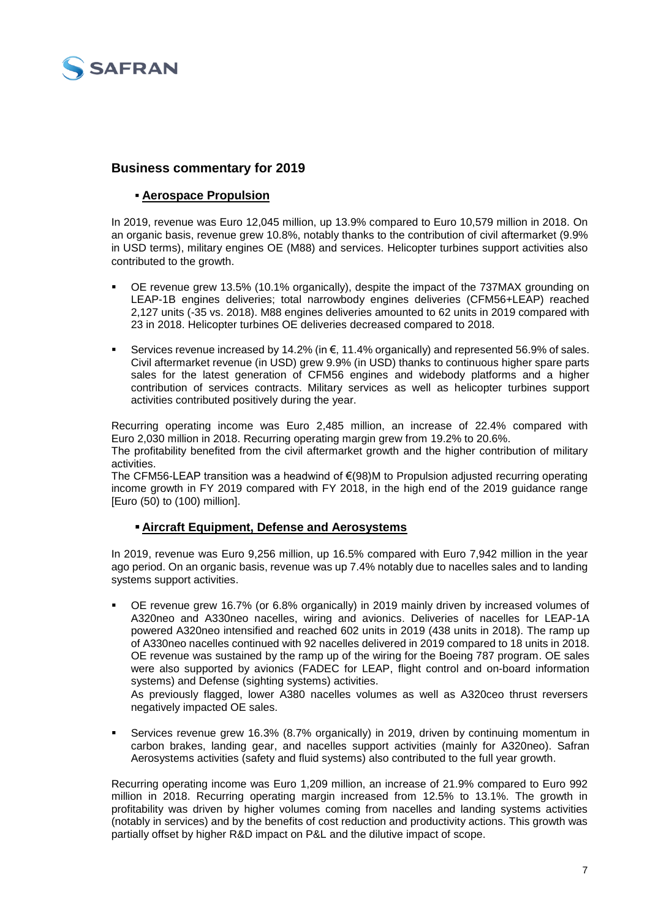## Business commentary for 2019

### ▪ Aerospace Propulsion

In 2019, revenue was Euro 12,045 million, up 13.9% compared to Euro 10,579 million in 2018. On an organic basis, revenue grew 10.8%, notably thanks to the contribution of civil aftermarket (9.9% in USD terms), military engines OE (M88) and services. Helicopter turbines support activities also contributed to the growth.

- OE revenue grew 13.5% (10.1% organically), despite the impact of the 737MAX grounding on LEAP-1B engines deliveries; total narrowbody engines deliveries (CFM56+LEAP) reached 2,127 units (-35 vs. 2018). M88 engines deliveries amounted to 62 units in 2019 compared with 23 in 2018. Helicopter turbines OE deliveries decreased compared to 2018.
- Services revenue increased by 14.2% (in €, 11.4% organically) and represented 56.9% of sales. Civil aftermarket revenue (in USD) grew 9.9% (in USD) thanks to continuous higher spare parts sales for the latest generation of CFM56 engines and widebody platforms and a higher contribution of services contracts. Military services as well as helicopter turbines support activities contributed positively during the year.

Recurring operating income was Euro 2,485 million, an increase of 22.4% compared with Euro 2,030 million in 2018. Recurring operating margin grew from 19.2% to 20.6%.
The profitability benefited from the civil aftermarket growth and the higher contribution of military activities.
The CFM56-LEAP transition was a headwind of €(98)M to Propulsion adjusted recurring operating income growth in FY 2019 compared with FY 2018, in the high end of the 2019 guidance range [Euro (50) to (100) million].

### ▪ Aircraft Equipment, Defense and Aerosystems

In 2019, revenue was Euro 9,256 million, up 16.5% compared with Euro 7,942 million in the year ago period. On an organic basis, revenue was up 7.4% notably due to nacelles sales and to landing systems support activities.

- OE revenue grew 16.7% (or 6.8% organically) in 2019 mainly driven by increased volumes of A320neo and A330neo nacelles, wiring and avionics. Deliveries of nacelles for LEAP-1A powered A320neo intensified and reached 602 units in 2019 (438 units in 2018). The ramp up of A330neo nacelles continued with 92 nacelles delivered in 2019 compared to 18 units in 2018. OE revenue was sustained by the ramp up of the wiring for the Boeing 787 program. OE sales were also supported by avionics (FADEC for LEAP, flight control and on-board information systems) and Defense (sighting systems) activities.
  As previously flagged, lower A380 nacelles volumes as well as A320ceo thrust reversers negatively impacted OE sales.
- Services revenue grew 16.3% (8.7% organically) in 2019, driven by continuing momentum in carbon brakes, landing gear, and nacelles support activities (mainly for A320neo). Safran Aerosystems activities (safety and fluid systems) also contributed to the full year growth.

Recurring operating income was Euro 1,209 million, an increase of 21.9% compared to Euro 992 million in 2018. Recurring operating margin increased from 12.5% to 13.1%. The growth in profitability was driven by higher volumes coming from nacelles and landing systems activities (notably in services) and by the benefits of cost reduction and productivity actions. This growth was partially offset by higher R&D impact on P&L and the dilutive impact of scope.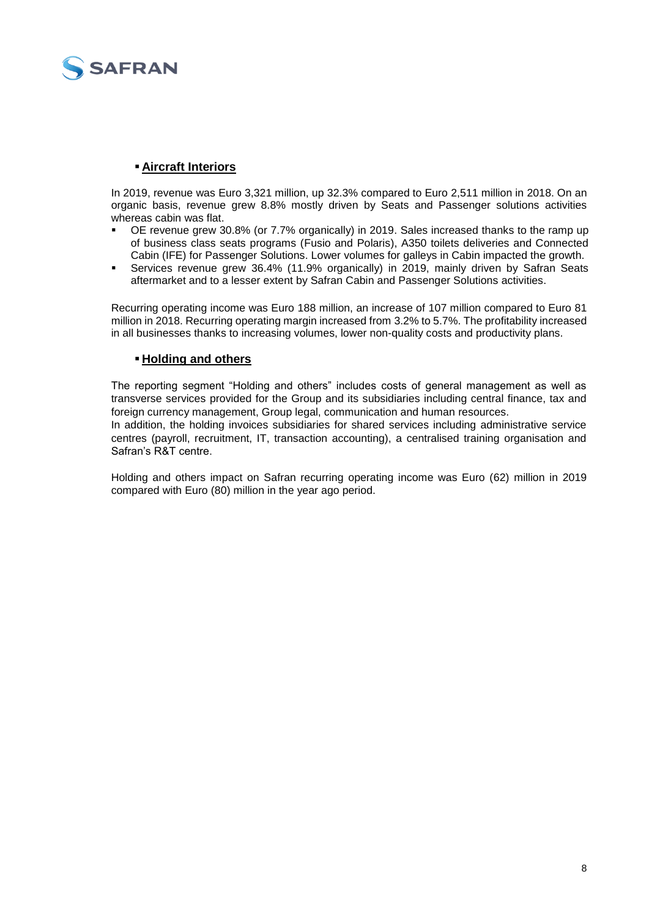- **Aircraft Interiors**

In 2019, revenue was Euro 3,321 million, up 32.3% compared to Euro 2,511 million in 2018. On an organic basis, revenue grew 8.8% mostly driven by Seats and Passenger solutions activities whereas cabin was flat.

- OE revenue grew 30.8% (or 7.7% organically) in 2019. Sales increased thanks to the ramp up of business class seats programs (Fusio and Polaris), A350 toilets deliveries and Connected Cabin (IFE) for Passenger Solutions. Lower volumes for galleys in Cabin impacted the growth.
- Services revenue grew 36.4% (11.9% organically) in 2019, mainly driven by Safran Seats aftermarket and to a lesser extent by Safran Cabin and Passenger Solutions activities.

Recurring operating income was Euro 188 million, an increase of 107 million compared to Euro 81 million in 2018. Recurring operating margin increased from 3.2% to 5.7%. The profitability increased in all businesses thanks to increasing volumes, lower non-quality costs and productivity plans.

- **Holding and others**

The reporting segment "Holding and others" includes costs of general management as well as transverse services provided for the Group and its subsidiaries including central finance, tax and foreign currency management, Group legal, communication and human resources.
In addition, the holding invoices subsidiaries for shared services including administrative service centres (payroll, recruitment, IT, transaction accounting), a centralised training organisation and Safran's R&T centre.

Holding and others impact on Safran recurring operating income was Euro (62) million in 2019 compared with Euro (80) million in the year ago period.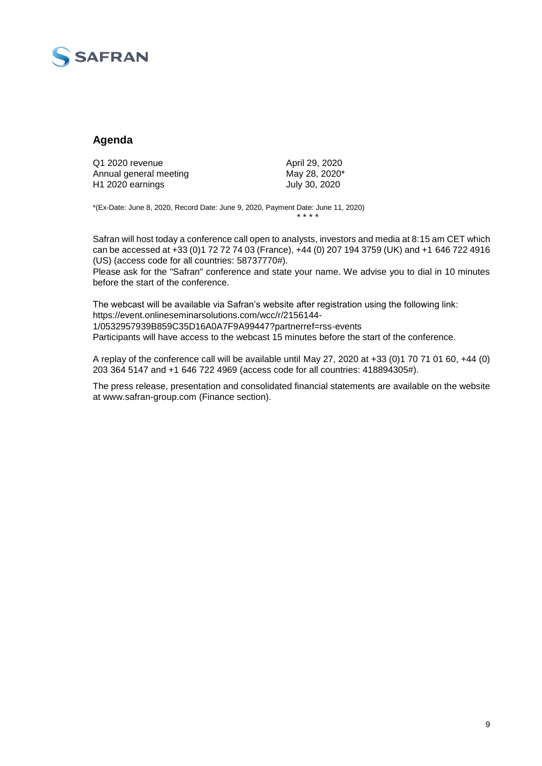## Agenda

| | |
|---|---|
| Q1 2020 revenue | April 29, 2020 |
| Annual general meeting | May 28, 2020* |
| H1 2020 earnings | July 30, 2020 |

*(Ex-Date: June 8, 2020, Record Date: June 9, 2020, Payment Date: June 11, 2020)

\* \* \* \*

Safran will host today a conference call open to analysts, investors and media at 8:15 am CET which can be accessed at +33 (0)1 72 72 74 03 (France), +44 (0) 207 194 3759 (UK) and +1 646 722 4916 (US) (access code for all countries: 58737770#).

Please ask for the "Safran" conference and state your name. We advise you to dial in 10 minutes before the start of the conference.

The webcast will be available via Safran's website after registration using the following link: https://event.onlineseminarsolutions.com/wcc/r/2156144-1/0532957939B859C35D16A0A7F9A99447?partnerref=rss-events

Participants will have access to the webcast 15 minutes before the start of the conference.

A replay of the conference call will be available until May 27, 2020 at +33 (0)1 70 71 01 60, +44 (0) 203 364 5147 and +1 646 722 4969 (access code for all countries: 418894305#).

The press release, presentation and consolidated financial statements are available on the website at www.safran-group.com (Finance section).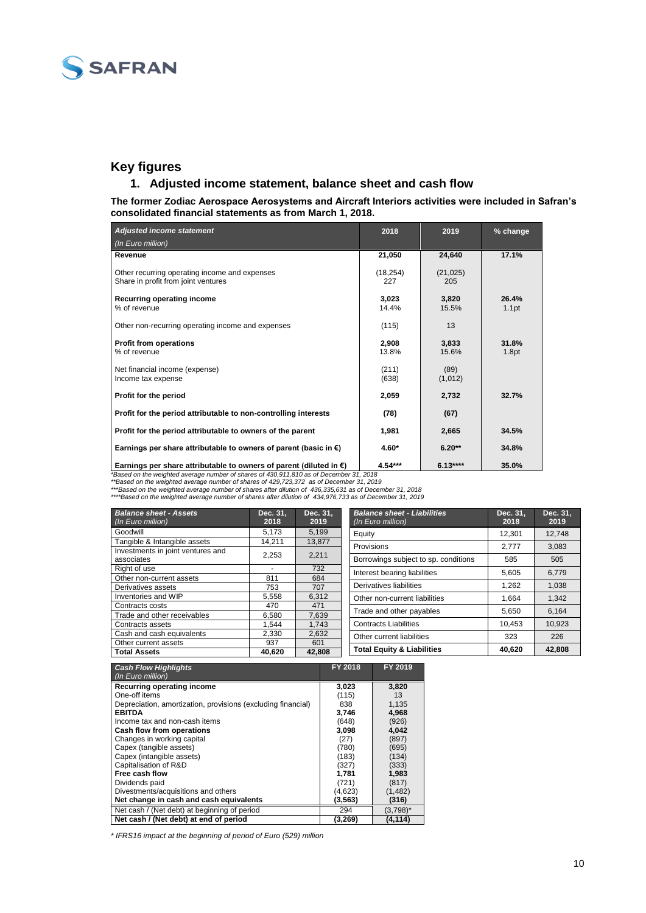## Key figures

### 1. Adjusted income statement, balance sheet and cash flow

**The former Zodiac Aerospace Aerosystems and Aircraft Interiors activities were included in Safran's consolidated financial statements as from March 1, 2018.**

| *Adjusted income statement* *(In Euro million)* | 2018 | 2019 | % change |
|---|---|---|---|
| **Revenue** | **21,050** | **24,640** | **17.1%** |
| Other recurring operating income and expenses | (18,254) | (21,025) | |
| Share in profit from joint ventures | 227 | 205 | |
| **Recurring operating income** | **3,023** | **3,820** | **26.4%** |
| % of revenue | 14.4% | 15.5% | 1.1pt |
| Other non-recurring operating income and expenses | (115) | 13 | |
| **Profit from operations** | **2,908** | **3,833** | **31.8%** |
| % of revenue | 13.8% | 15.6% | 1.8pt |
| Net financial income (expense) | (211) | (89) | |
| Income tax expense | (638) | (1,012) | |
| **Profit for the period** | **2,059** | **2,732** | **32.7%** |
| **Profit for the period attributable to non-controlling interests** | **(78)** | **(67)** | |
| **Profit for the period attributable to owners of the parent** | **1,981** | **2,665** | **34.5%** |
| **Earnings per share attributable to owners of parent (basic in €)** | **4.60*** | **6.20**** | **34.8%** |
| **Earnings per share attributable to owners of parent (diluted in €)** | **4.54***** | **6.13****** | **35.0%** |

*\*Based on the weighted average number of shares of 430,911,810 as of December 31, 2018*
*\*\*Based on the weighted average number of shares of 429,723,372 as of December 31, 2019*
*\*\*\*Based on the weighted average number of shares after dilution of 436,335,631 as of December 31, 2018*
*\*\*\*\*Based on the weighted average number of shares after dilution of 434,976,733 as of December 31, 2019*

| *Balance sheet - Assets* *(In Euro million)* | Dec. 31, 2018 | Dec. 31, 2019 |
|---|---|---|
| Goodwill | 5,173 | 5,199 |
| Tangible & Intangible assets | 14,211 | 13,877 |
| Investments in joint ventures and associates | 2,253 | 2,211 |
| Right of use | - | 732 |
| Other non-current assets | 811 | 684 |
| Derivatives assets | 753 | 707 |
| Inventories and WIP | 5,558 | 6,312 |
| Contracts costs | 470 | 471 |
| Trade and other receivables | 6,580 | 7,639 |
| Contracts assets | 1,544 | 1,743 |
| Cash and cash equivalents | 2,330 | 2,632 |
| Other current assets | 937 | 601 |
| **Total Assets** | **40,620** | **42,808** |

| *Balance sheet - Liabilities* *(In Euro million)* | Dec. 31, 2018 | Dec. 31, 2019 |
|---|---|---|
| Equity | 12,301 | 12,748 |
| Provisions | 2,777 | 3,083 |
| Borrowings subject to sp. conditions | 585 | 505 |
| Interest bearing liabilities | 5,605 | 6,779 |
| Derivatives liabilities | 1,262 | 1,038 |
| Other non-current liabilities | 1,664 | 1,342 |
| Trade and other payables | 5,650 | 6,164 |
| Contracts Liabilities | 10,453 | 10,923 |
| Other current liabilities | 323 | 226 |
| **Total Equity & Liabilities** | **40,620** | **42,808** |

| *Cash Flow Highlights* *(In Euro million)* | FY 2018 | FY 2019 |
|---|---|---|
| **Recurring operating income** | **3,023** | **3,820** |
| One-off items | (115) | 13 |
| Depreciation, amortization, provisions (excluding financial) | 838 | 1,135 |
| **EBITDA** | **3,746** | **4,968** |
| Income tax and non-cash items | (648) | (926) |
| **Cash flow from operations** | **3,098** | **4,042** |
| Changes in working capital | (27) | (897) |
| Capex (tangible assets) | (780) | (695) |
| Capex (intangible assets) | (183) | (134) |
| Capitalisation of R&D | (327) | (333) |
| **Free cash flow** | **1,781** | **1,983** |
| Dividends paid | (721) | (817) |
| Divestments/acquisitions and others | (4,623) | (1,482) |
| **Net change in cash and cash equivalents** | **(3,563)** | **(316)** |
| Net cash / (Net debt) at beginning of period | 294 | (3,798)* |
| **Net cash / (Net debt) at end of period** | **(3,269)** | **(4,114)** |

*\* IFRS16 impact at the beginning of period of Euro (529) million*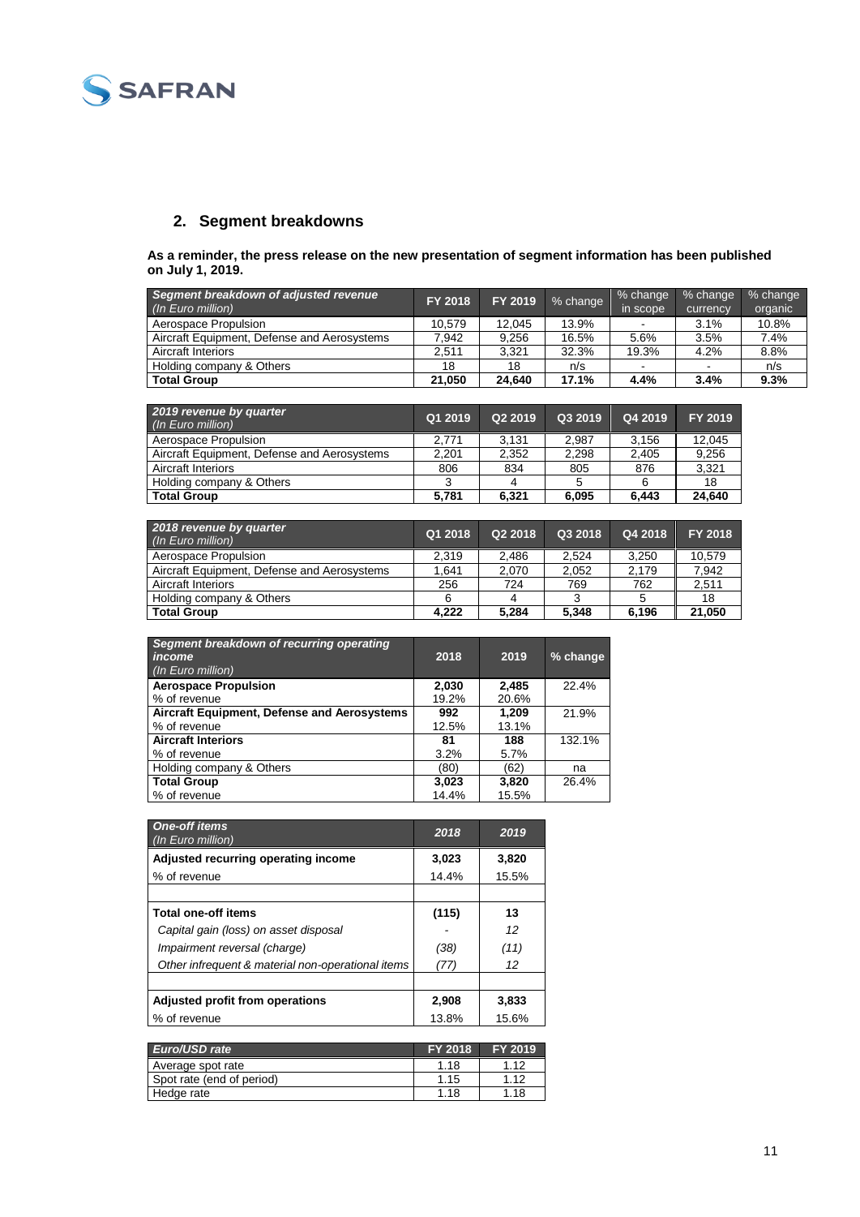## 2. Segment breakdowns

**As a reminder, the press release on the new presentation of segment information has been published on July 1, 2019.**

| *Segment breakdown of adjusted revenue* *(In Euro million)* | FY 2018 | FY 2019 | % change | % change in scope | % change currency | % change organic |
|---|---|---|---|---|---|---|
| Aerospace Propulsion | 10,579 | 12,045 | 13.9% | - | 3.1% | 10.8% |
| Aircraft Equipment, Defense and Aerosystems | 7,942 | 9,256 | 16.5% | 5.6% | 3.5% | 7.4% |
| Aircraft Interiors | 2,511 | 3,321 | 32.3% | 19.3% | 4.2% | 8.8% |
| Holding company & Others | 18 | 18 | n/s | - | - | n/s |
| **Total Group** | **21,050** | **24,640** | **17.1%** | **4.4%** | **3.4%** | **9.3%** |

| *2019 revenue by quarter* *(In Euro million)* | Q1 2019 | Q2 2019 | Q3 2019 | Q4 2019 | FY 2019 |
|---|---|---|---|---|---|
| Aerospace Propulsion | 2,771 | 3,131 | 2,987 | 3,156 | 12,045 |
| Aircraft Equipment, Defense and Aerosystems | 2,201 | 2,352 | 2,298 | 2,405 | 9,256 |
| Aircraft Interiors | 806 | 834 | 805 | 876 | 3,321 |
| Holding company & Others | 3 | 4 | 5 | 6 | 18 |
| **Total Group** | **5,781** | **6,321** | **6,095** | **6,443** | **24,640** |

| *2018 revenue by quarter* *(In Euro million)* | Q1 2018 | Q2 2018 | Q3 2018 | Q4 2018 | FY 2018 |
|---|---|---|---|---|---|
| Aerospace Propulsion | 2,319 | 2,486 | 2,524 | 3,250 | 10,579 |
| Aircraft Equipment, Defense and Aerosystems | 1,641 | 2,070 | 2,052 | 2,179 | 7,942 |
| Aircraft Interiors | 256 | 724 | 769 | 762 | 2,511 |
| Holding company & Others | 6 | 4 | 3 | 5 | 18 |
| **Total Group** | **4,222** | **5,284** | **5,348** | **6,196** | **21,050** |

| *Segment breakdown of recurring operating income* *(In Euro million)* | 2018 | 2019 | % change |
|---|---|---|---|
| **Aerospace Propulsion** | **2,030** | **2,485** | 22.4% |
| % of revenue | 19.2% | 20.6% | |
| **Aircraft Equipment, Defense and Aerosystems** | **992** | **1,209** | 21.9% |
| % of revenue | 12.5% | 13.1% | |
| **Aircraft Interiors** | **81** | **188** | 132.1% |
| % of revenue | 3.2% | 5.7% | |
| Holding company & Others | (80) | (62) | na |
| **Total Group** | **3,023** | **3,820** | 26.4% |
| % of revenue | 14.4% | 15.5% | |

| *One-off items* *(In Euro million)* | *2018* | *2019* |
|---|---|---|
| **Adjusted recurring operating income** | **3,023** | **3,820** |
| % of revenue | 14.4% | 15.5% |
| | | |
| **Total one-off items** | **(115)** | **13** |
| *Capital gain (loss) on asset disposal* | *-* | *12* |
| *Impairment reversal (charge)* | *(38)* | *(11)* |
| *Other infrequent & material non-operational items* | *(77)* | *12* |
| | | |
| **Adjusted profit from operations** | **2,908** | **3,833** |
| % of revenue | 13.8% | 15.6% |

| *Euro/USD rate* | FY 2018 | FY 2019 |
|---|---|---|
| Average spot rate | 1.18 | 1.12 |
| Spot rate (end of period) | 1.15 | 1.12 |
| Hedge rate | 1.18 | 1.18 |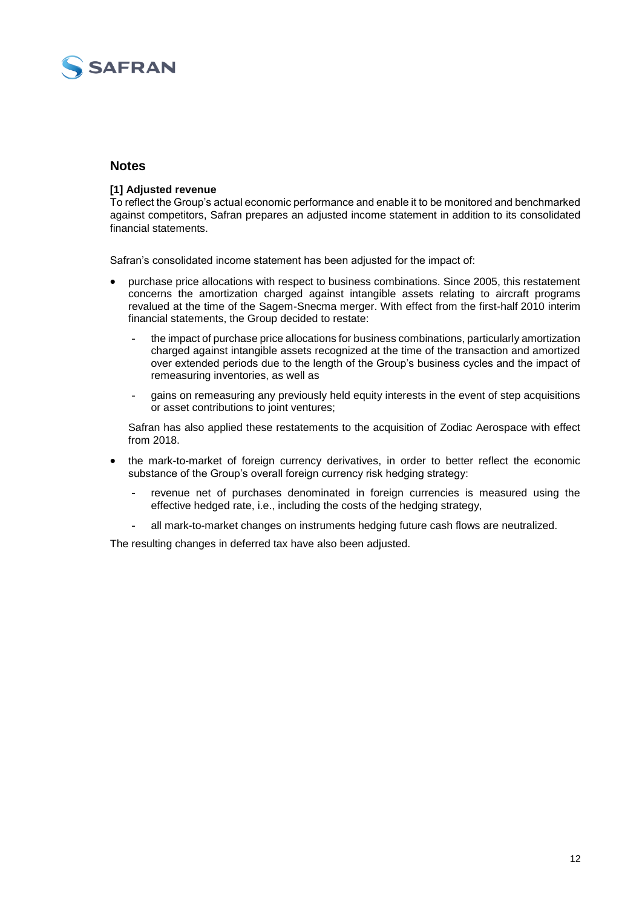## Notes

**[1] Adjusted revenue**

To reflect the Group's actual economic performance and enable it to be monitored and benchmarked against competitors, Safran prepares an adjusted income statement in addition to its consolidated financial statements.

Safran's consolidated income statement has been adjusted for the impact of:

- purchase price allocations with respect to business combinations. Since 2005, this restatement concerns the amortization charged against intangible assets relating to aircraft programs revalued at the time of the Sagem-Snecma merger. With effect from the first-half 2010 interim financial statements, the Group decided to restate:
  - the impact of purchase price allocations for business combinations, particularly amortization charged against intangible assets recognized at the time of the transaction and amortized over extended periods due to the length of the Group's business cycles and the impact of remeasuring inventories, as well as
  - gains on remeasuring any previously held equity interests in the event of step acquisitions or asset contributions to joint ventures;

  Safran has also applied these restatements to the acquisition of Zodiac Aerospace with effect from 2018.

- the mark-to-market of foreign currency derivatives, in order to better reflect the economic substance of the Group's overall foreign currency risk hedging strategy:
  - revenue net of purchases denominated in foreign currencies is measured using the effective hedged rate, i.e., including the costs of the hedging strategy,
  - all mark-to-market changes on instruments hedging future cash flows are neutralized.

The resulting changes in deferred tax have also been adjusted.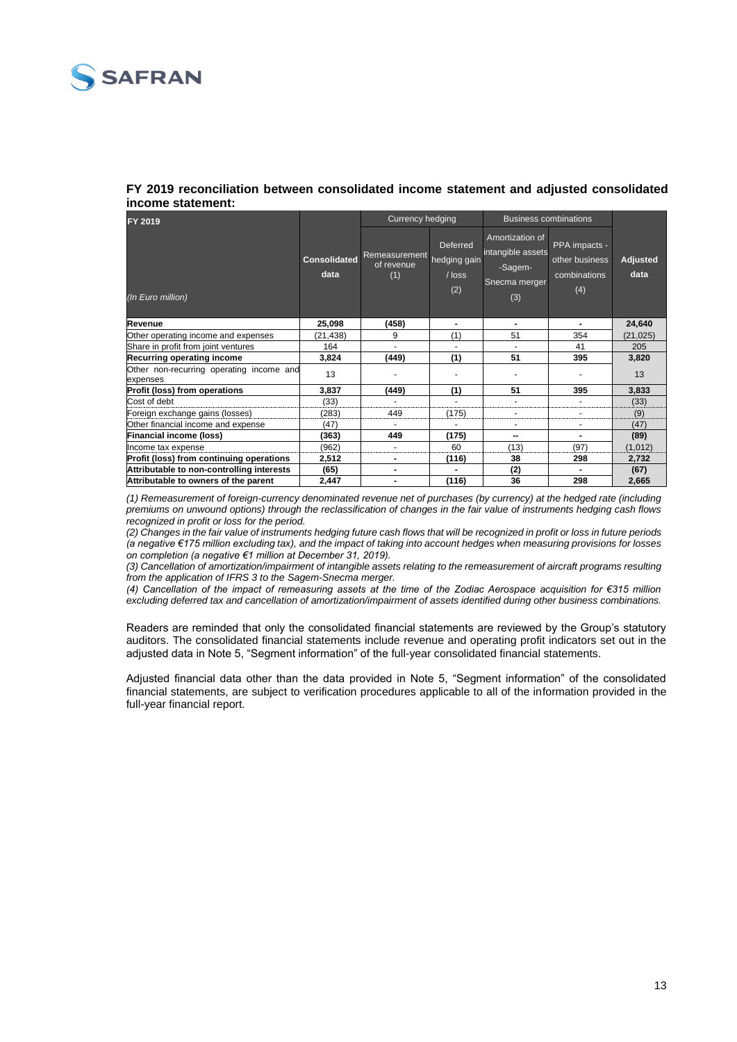**FY 2019 reconciliation between consolidated income statement and adjusted consolidated income statement:**

| FY 2019 (In Euro million) | Consolidated data | Currency hedging | | Business combinations | | Adjusted data |
|---|---|---|---|---|---|---|
| | | Remeasurement of revenue (1) | Deferred hedging gain / loss (2) | Amortization of intangible assets -Sagem-Snecma merger (3) | PPA impacts - other business combinations (4) | |
| **Revenue** | **25,098** | **(458)** | **-** | **-** | **-** | **24,640** |
| Other operating income and expenses | (21,438) | 9 | (1) | 51 | 354 | (21,025) |
| Share in profit from joint ventures | 164 | - | - | - | 41 | 205 |
| **Recurring operating income** | **3,824** | **(449)** | **(1)** | **51** | **395** | **3,820** |
| Other non-recurring operating income and expenses | 13 | - | - | - | - | 13 |
| **Profit (loss) from operations** | **3,837** | **(449)** | **(1)** | **51** | **395** | **3,833** |
| Cost of debt | (33) | - | - | - | - | (33) |
| Foreign exchange gains (losses) | (283) | 449 | (175) | - | - | (9) |
| Other financial income and expense | (47) | - | - | - | - | (47) |
| **Financial income (loss)** | **(363)** | **449** | **(175)** | **--** | **-** | **(89)** |
| Income tax expense | (962) | - | 60 | (13) | (97) | (1,012) |
| **Profit (loss) from continuing operations** | **2,512** | **-** | **(116)** | **38** | **298** | **2,732** |
| **Attributable to non-controlling interests** | **(65)** | **-** | **-** | **(2)** | **-** | **(67)** |
| **Attributable to owners of the parent** | **2,447** | **-** | **(116)** | **36** | **298** | **2,665** |

*(1) Remeasurement of foreign-currency denominated revenue net of purchases (by currency) at the hedged rate (including premiums on unwound options) through the reclassification of changes in the fair value of instruments hedging cash flows recognized in profit or loss for the period.*

*(2) Changes in the fair value of instruments hedging future cash flows that will be recognized in profit or loss in future periods (a negative €175 million excluding tax), and the impact of taking into account hedges when measuring provisions for losses on completion (a negative €1 million at December 31, 2019).*

*(3) Cancellation of amortization/impairment of intangible assets relating to the remeasurement of aircraft programs resulting from the application of IFRS 3 to the Sagem-Snecma merger.*

*(4) Cancellation of the impact of remeasuring assets at the time of the Zodiac Aerospace acquisition for €315 million excluding deferred tax and cancellation of amortization/impairment of assets identified during other business combinations.*

Readers are reminded that only the consolidated financial statements are reviewed by the Group's statutory auditors. The consolidated financial statements include revenue and operating profit indicators set out in the adjusted data in Note 5, "Segment information" of the full-year consolidated financial statements.

Adjusted financial data other than the data provided in Note 5, "Segment information" of the consolidated financial statements, are subject to verification procedures applicable to all of the information provided in the full-year financial report.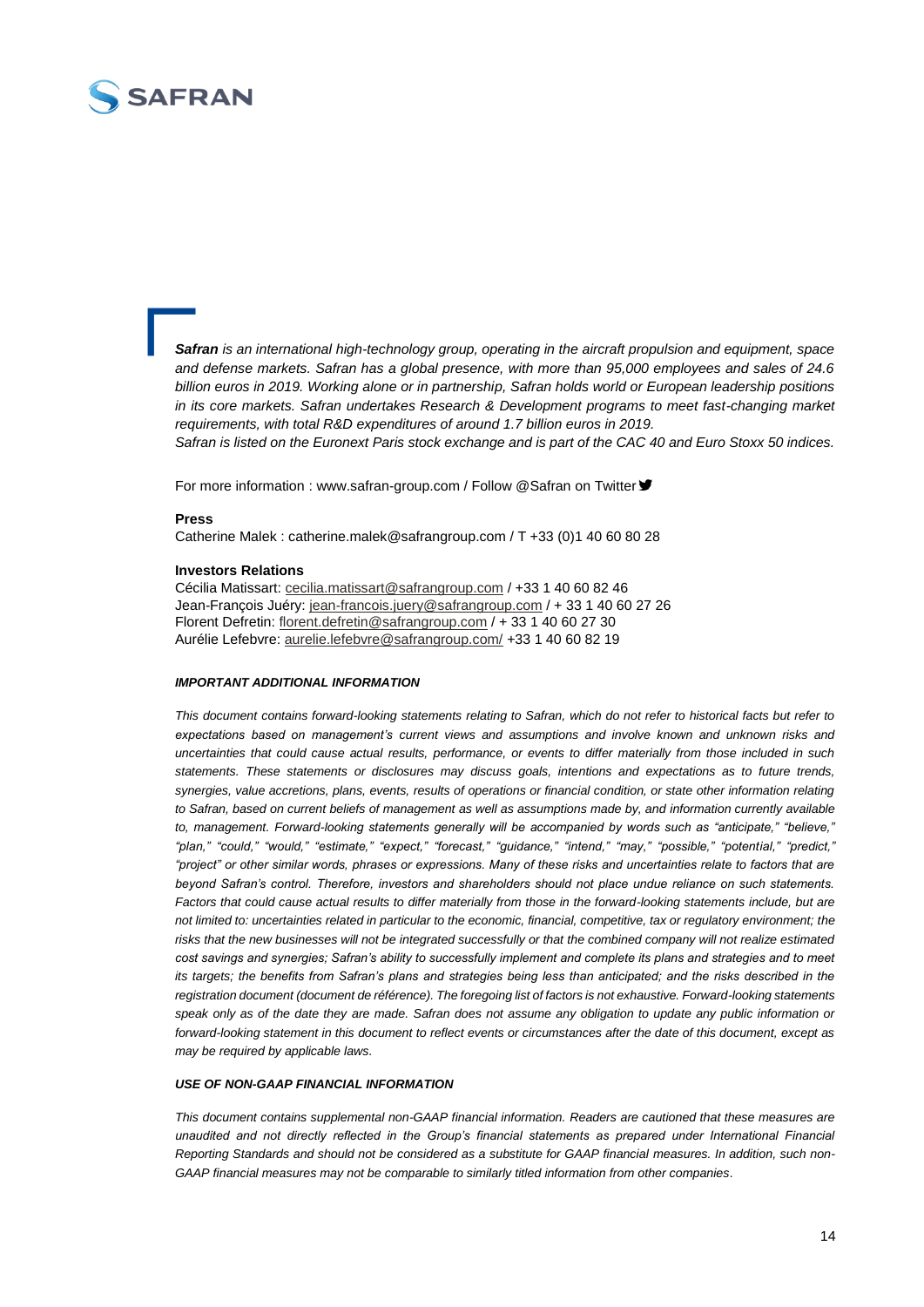***Safran** is an international high-technology group, operating in the aircraft propulsion and equipment, space and defense markets. Safran has a global presence, with more than 95,000 employees and sales of 24.6 billion euros in 2019. Working alone or in partnership, Safran holds world or European leadership positions in its core markets. Safran undertakes Research & Development programs to meet fast-changing market requirements, with total R&D expenditures of around 1.7 billion euros in 2019.*
*Safran is listed on the Euronext Paris stock exchange and is part of the CAC 40 and Euro Stoxx 50 indices.*

For more information : www.safran-group.com / Follow @Safran on Twitter

**Press**
Catherine Malek : catherine.malek@safrangroup.com / T +33 (0)1 40 60 80 28

**Investors Relations**
Cécilia Matissart: cecilia.matissart@safrangroup.com / +33 1 40 60 82 46
Jean-François Juéry: jean-francois.juery@safrangroup.com / + 33 1 40 60 27 26
Florent Defretin: florent.defretin@safrangroup.com / + 33 1 40 60 27 30
Aurélie Lefebvre: aurelie.lefebvre@safrangroup.com/ +33 1 40 60 82 19

***IMPORTANT ADDITIONAL INFORMATION***

*This document contains forward-looking statements relating to Safran, which do not refer to historical facts but refer to expectations based on management's current views and assumptions and involve known and unknown risks and uncertainties that could cause actual results, performance, or events to differ materially from those included in such statements. These statements or disclosures may discuss goals, intentions and expectations as to future trends, synergies, value accretions, plans, events, results of operations or financial condition, or state other information relating to Safran, based on current beliefs of management as well as assumptions made by, and information currently available to, management. Forward-looking statements generally will be accompanied by words such as "anticipate," "believe," "plan," "could," "would," "estimate," "expect," "forecast," "guidance," "intend," "may," "possible," "potential," "predict," "project" or other similar words, phrases or expressions. Many of these risks and uncertainties relate to factors that are beyond Safran's control. Therefore, investors and shareholders should not place undue reliance on such statements. Factors that could cause actual results to differ materially from those in the forward-looking statements include, but are not limited to: uncertainties related in particular to the economic, financial, competitive, tax or regulatory environment; the risks that the new businesses will not be integrated successfully or that the combined company will not realize estimated cost savings and synergies; Safran's ability to successfully implement and complete its plans and strategies and to meet its targets; the benefits from Safran's plans and strategies being less than anticipated; and the risks described in the registration document (document de référence). The foregoing list of factors is not exhaustive. Forward-looking statements speak only as of the date they are made. Safran does not assume any obligation to update any public information or forward-looking statement in this document to reflect events or circumstances after the date of this document, except as may be required by applicable laws.*

***USE OF NON-GAAP FINANCIAL INFORMATION***

*This document contains supplemental non-GAAP financial information. Readers are cautioned that these measures are unaudited and not directly reflected in the Group's financial statements as prepared under International Financial Reporting Standards and should not be considered as a substitute for GAAP financial measures. In addition, such non-GAAP financial measures may not be comparable to similarly titled information from other companies.*